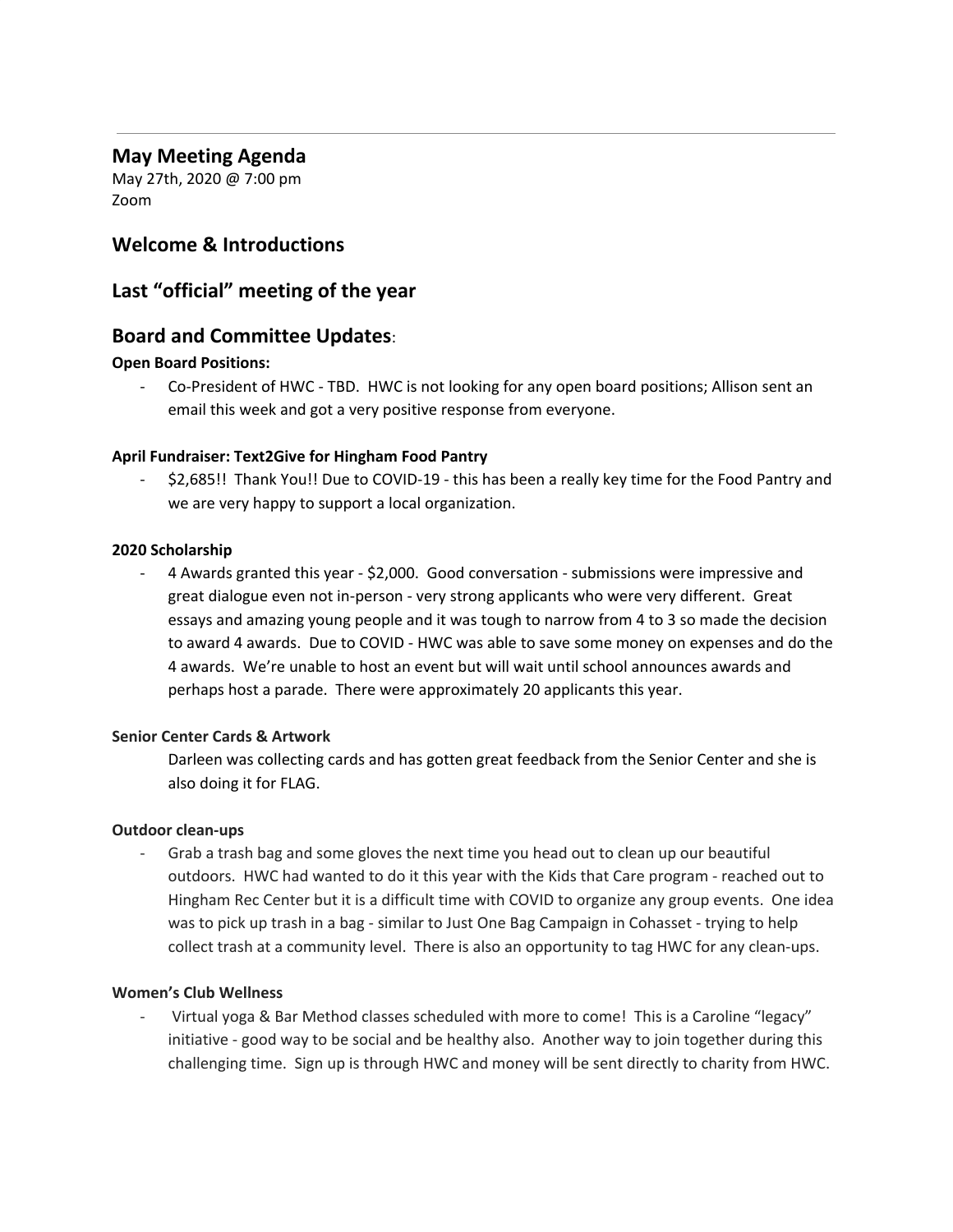## May Meeting Agenda

May 27th, 2020 @ 7:00 pm
Zoom

## Welcome & Introductions

## Last “official” meeting of the year

## Board and Committee Updates:

**Open Board Positions:**

- Co-President of HWC - TBD. HWC is not looking for any open board positions; Allison sent an email this week and got a very positive response from everyone.

**April Fundraiser: Text2Give for Hingham Food Pantry**

- $2,685!! Thank You!! Due to COVID-19 - this has been a really key time for the Food Pantry and we are very happy to support a local organization.

**2020 Scholarship**

- 4 Awards granted this year - $2,000. Good conversation - submissions were impressive and great dialogue even not in-person - very strong applicants who were very different. Great essays and amazing young people and it was tough to narrow from 4 to 3 so made the decision to award 4 awards. Due to COVID - HWC was able to save some money on expenses and do the 4 awards. We’re unable to host an event but will wait until school announces awards and perhaps host a parade. There were approximately 20 applicants this year.

**Senior Center Cards & Artwork**

Darleen was collecting cards and has gotten great feedback from the Senior Center and she is also doing it for FLAG.

**Outdoor clean-ups**

- Grab a trash bag and some gloves the next time you head out to clean up our beautiful outdoors. HWC had wanted to do it this year with the Kids that Care program - reached out to Hingham Rec Center but it is a difficult time with COVID to organize any group events. One idea was to pick up trash in a bag - similar to Just One Bag Campaign in Cohasset - trying to help collect trash at a community level. There is also an opportunity to tag HWC for any clean-ups.

**Women’s Club Wellness**

- Virtual yoga & Bar Method classes scheduled with more to come! This is a Caroline “legacy” initiative - good way to be social and be healthy also. Another way to join together during this challenging time. Sign up is through HWC and money will be sent directly to charity from HWC.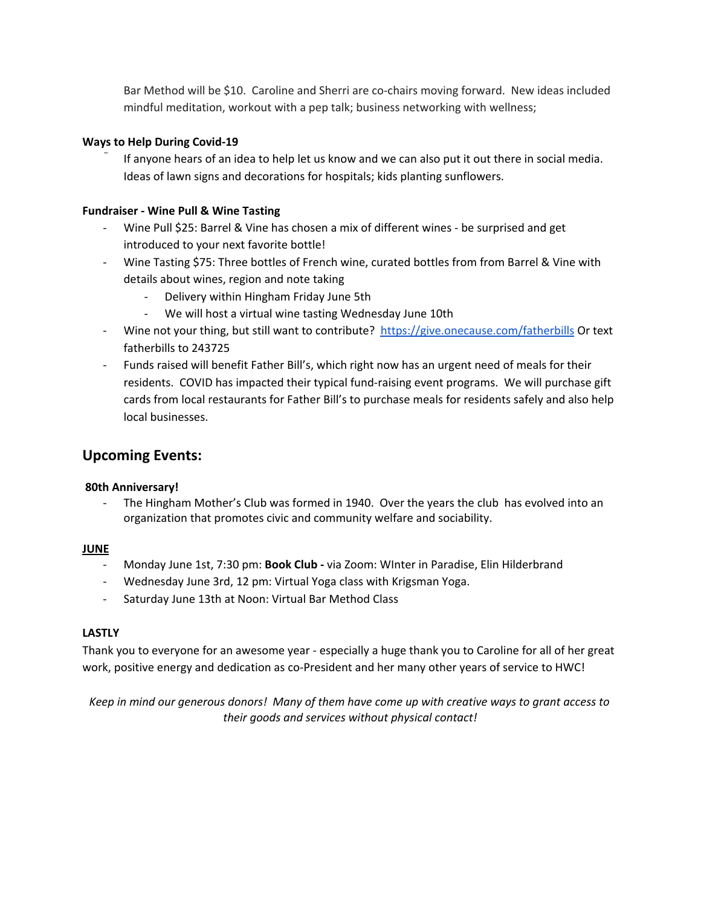Bar Method will be $10. Caroline and Sherri are co-chairs moving forward. New ideas included mindful meditation, workout with a pep talk; business networking with wellness;

**Ways to Help During Covid-19**

- If anyone hears of an idea to help let us know and we can also put it out there in social media. Ideas of lawn signs and decorations for hospitals; kids planting sunflowers.

**Fundraiser - Wine Pull & Wine Tasting**

- Wine Pull $25: Barrel & Vine has chosen a mix of different wines - be surprised and get introduced to your next favorite bottle!
- Wine Tasting $75: Three bottles of French wine, curated bottles from from Barrel & Vine with details about wines, region and note taking
  - Delivery within Hingham Friday June 5th
  - We will host a virtual wine tasting Wednesday June 10th
- Wine not your thing, but still want to contribute? https://give.onecause.com/fatherbills Or text fatherbills to 243725
- Funds raised will benefit Father Bill's, which right now has an urgent need of meals for their residents. COVID has impacted their typical fund-raising event programs. We will purchase gift cards from local restaurants for Father Bill's to purchase meals for residents safely and also help local businesses.

## Upcoming Events:

**80th Anniversary!**

- The Hingham Mother's Club was formed in 1940. Over the years the club has evolved into an organization that promotes civic and community welfare and sociability.

**JUNE**

- Monday June 1st, 7:30 pm: **Book Club -** via Zoom: WInter in Paradise, Elin Hilderbrand
- Wednesday June 3rd, 12 pm: Virtual Yoga class with Krigsman Yoga.
- Saturday June 13th at Noon: Virtual Bar Method Class

**LASTLY**

Thank you to everyone for an awesome year - especially a huge thank you to Caroline for all of her great work, positive energy and dedication as co-President and her many other years of service to HWC!

*Keep in mind our generous donors! Many of them have come up with creative ways to grant access to their goods and services without physical contact!*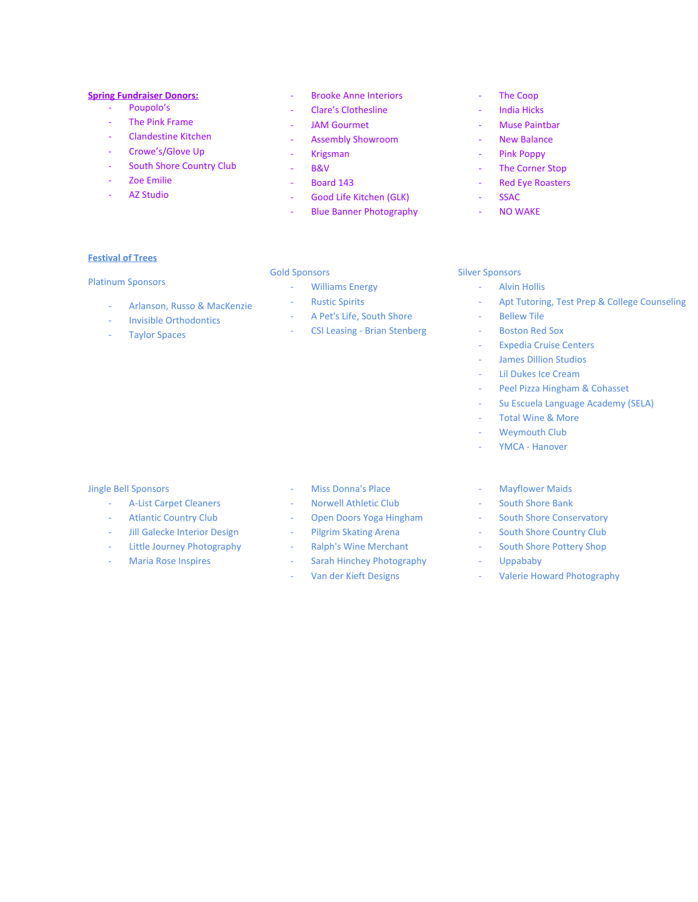**Spring Fundraiser Donors:**

- Poupolo's
- The Pink Frame
- Clandestine Kitchen
- Crowe's/Glove Up
- South Shore Country Club
- Zoe Emilie
- AZ Studio
- Brooke Anne Interiors
- Clare's Clothesline
- JAM Gourmet
- Assembly Showroom
- Krigsman
- B&V
- Board 143
- Good Life Kitchen (GLK)
- Blue Banner Photography
- The Coop
- India Hicks
- Muse Paintbar
- New Balance
- Pink Poppy
- The Corner Stop
- Red Eye Roasters
- SSAC
- NO WAKE

**Festival of Trees**

Platinum Sponsors

- Arlanson, Russo & MacKenzie
- Invisible Orthodontics
- Taylor Spaces

Gold Sponsors

- Williams Energy
- Rustic Spirits
- A Pet's Life, South Shore
- CSI Leasing - Brian Stenberg

Silver Sponsors

- Alvin Hollis
- Apt Tutoring, Test Prep & College Counseling
- Bellew Tile
- Boston Red Sox
- Expedia Cruise Centers
- James Dillion Studios
- Lil Dukes Ice Cream
- Peel Pizza Hingham & Cohasset
- Su Escuela Language Academy (SELA)
- Total Wine & More
- Weymouth Club
- YMCA - Hanover

Jingle Bell Sponsors

- A-List Carpet Cleaners
- Atlantic Country Club
- Jill Galecke Interior Design
- Little Journey Photography
- Maria Rose Inspires
- Miss Donna's Place
- Norwell Athletic Club
- Open Doors Yoga Hingham
- Pilgrim Skating Arena
- Ralph's Wine Merchant
- Sarah Hinchey Photography
- Van der Kieft Designs
- Mayflower Maids
- South Shore Bank
- South Shore Conservatory
- South Shore Country Club
- South Shore Pottery Shop
- Uppababy
- Valerie Howard Photography